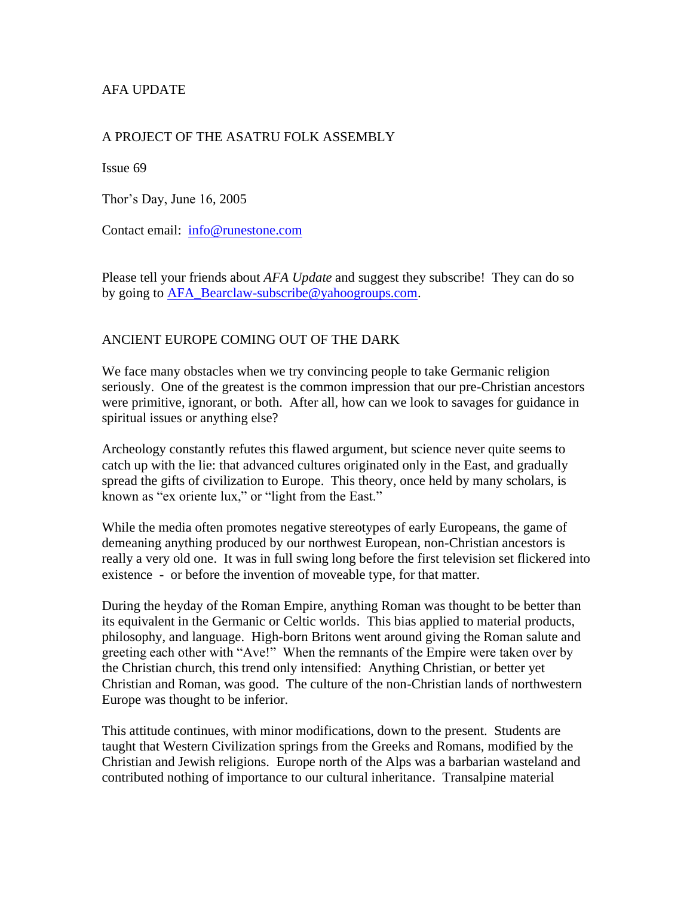AFA UPDATE

A PROJECT OF THE ASATRU FOLK ASSEMBLY

Issue 69

Thor's Day, June 16, 2005

Contact email: [info@runestone.com](mailto:info@runestone.com)

Please tell your friends about *AFA Update* and suggest they subscribe! They can do so by going to [AFA_Bearclaw-subscribe@yahoogroups.com](mailto:AFA_Bearclaw-subscribe@yahoogroups.com).

## ANCIENT EUROPE COMING OUT OF THE DARK

We face many obstacles when we try convincing people to take Germanic religion seriously. One of the greatest is the common impression that our pre-Christian ancestors were primitive, ignorant, or both. After all, how can we look to savages for guidance in spiritual issues or anything else?

Archeology constantly refutes this flawed argument, but science never quite seems to catch up with the lie: that advanced cultures originated only in the East, and gradually spread the gifts of civilization to Europe. This theory, once held by many scholars, is known as "ex oriente lux," or "light from the East."

While the media often promotes negative stereotypes of early Europeans, the game of demeaning anything produced by our northwest European, non-Christian ancestors is really a very old one. It was in full swing long before the first television set flickered into existence - or before the invention of moveable type, for that matter.

During the heyday of the Roman Empire, anything Roman was thought to be better than its equivalent in the Germanic or Celtic worlds. This bias applied to material products, philosophy, and language. High-born Britons went around giving the Roman salute and greeting each other with "Ave!" When the remnants of the Empire were taken over by the Christian church, this trend only intensified: Anything Christian, or better yet Christian and Roman, was good. The culture of the non-Christian lands of northwestern Europe was thought to be inferior.

This attitude continues, with minor modifications, down to the present. Students are taught that Western Civilization springs from the Greeks and Romans, modified by the Christian and Jewish religions. Europe north of the Alps was a barbarian wasteland and contributed nothing of importance to our cultural inheritance. Transalpine material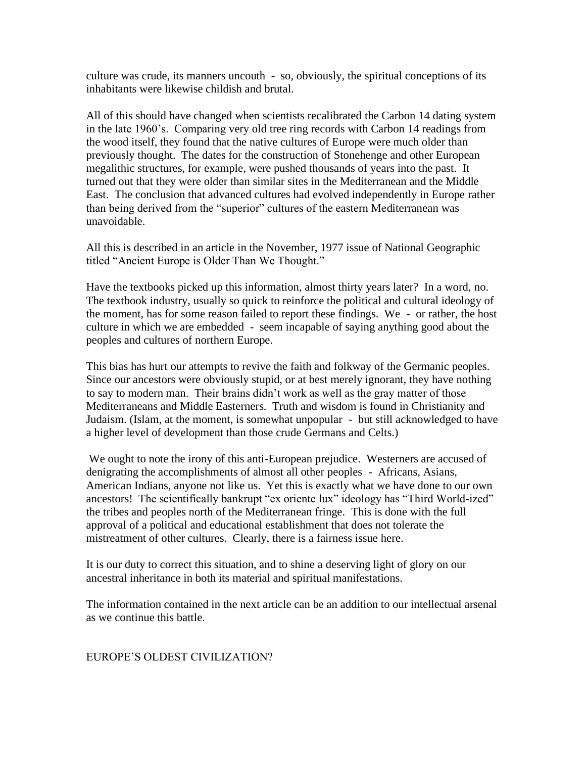culture was crude, its manners uncouth - so, obviously, the spiritual conceptions of its inhabitants were likewise childish and brutal.

All of this should have changed when scientists recalibrated the Carbon 14 dating system in the late 1960's. Comparing very old tree ring records with Carbon 14 readings from the wood itself, they found that the native cultures of Europe were much older than previously thought. The dates for the construction of Stonehenge and other European megalithic structures, for example, were pushed thousands of years into the past. It turned out that they were older than similar sites in the Mediterranean and the Middle East. The conclusion that advanced cultures had evolved independently in Europe rather than being derived from the "superior" cultures of the eastern Mediterranean was unavoidable.

All this is described in an article in the November, 1977 issue of National Geographic titled "Ancient Europe is Older Than We Thought."

Have the textbooks picked up this information, almost thirty years later? In a word, no. The textbook industry, usually so quick to reinforce the political and cultural ideology of the moment, has for some reason failed to report these findings. We - or rather, the host culture in which we are embedded - seem incapable of saying anything good about the peoples and cultures of northern Europe.

This bias has hurt our attempts to revive the faith and folkway of the Germanic peoples. Since our ancestors were obviously stupid, or at best merely ignorant, they have nothing to say to modern man. Their brains didn't work as well as the gray matter of those Mediterraneans and Middle Easterners. Truth and wisdom is found in Christianity and Judaism. (Islam, at the moment, is somewhat unpopular - but still acknowledged to have a higher level of development than those crude Germans and Celts.)

We ought to note the irony of this anti-European prejudice. Westerners are accused of denigrating the accomplishments of almost all other peoples - Africans, Asians, American Indians, anyone not like us. Yet this is exactly what we have done to our own ancestors! The scientifically bankrupt "ex oriente lux" ideology has "Third World-ized" the tribes and peoples north of the Mediterranean fringe. This is done with the full approval of a political and educational establishment that does not tolerate the mistreatment of other cultures. Clearly, there is a fairness issue here.

It is our duty to correct this situation, and to shine a deserving light of glory on our ancestral inheritance in both its material and spiritual manifestations.

The information contained in the next article can be an addition to our intellectual arsenal as we continue this battle.

EUROPE'S OLDEST CIVILIZATION?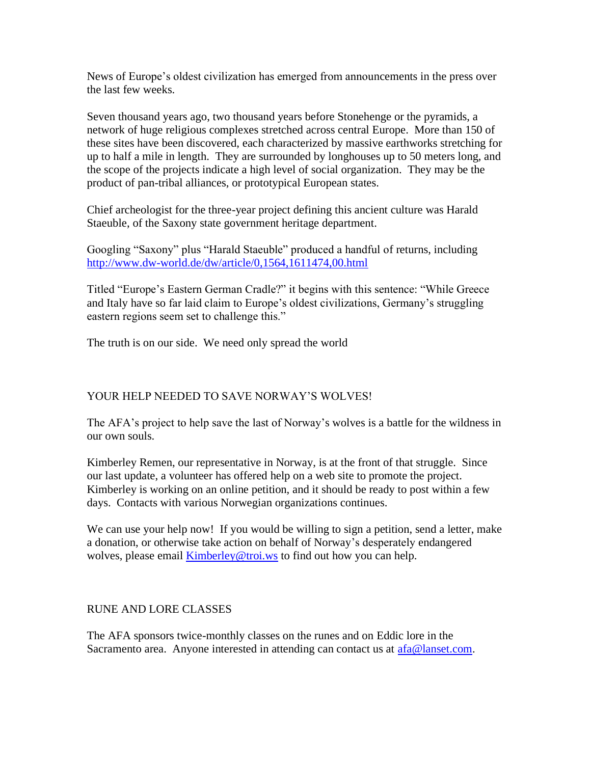News of Europe's oldest civilization has emerged from announcements in the press over the last few weeks.

Seven thousand years ago, two thousand years before Stonehenge or the pyramids, a network of huge religious complexes stretched across central Europe. More than 150 of these sites have been discovered, each characterized by massive earthworks stretching for up to half a mile in length. They are surrounded by longhouses up to 50 meters long, and the scope of the projects indicate a high level of social organization. They may be the product of pan-tribal alliances, or prototypical European states.

Chief archeologist for the three-year project defining this ancient culture was Harald Staeuble, of the Saxony state government heritage department.

Googling "Saxony" plus "Harald Staeuble" produced a handful of returns, including [http://www.dw-world.de/dw/article/0,1564,1611474,00.html](http://www.dw-world.de/dw/article/0,1564,1611474,00.html)

Titled "Europe's Eastern German Cradle?" it begins with this sentence: "While Greece and Italy have so far laid claim to Europe's oldest civilizations, Germany's struggling eastern regions seem set to challenge this."

The truth is on our side. We need only spread the world

## YOUR HELP NEEDED TO SAVE NORWAY'S WOLVES!

The AFA's project to help save the last of Norway's wolves is a battle for the wildness in our own souls.

Kimberley Remen, our representative in Norway, is at the front of that struggle. Since our last update, a volunteer has offered help on a web site to promote the project. Kimberley is working on an online petition, and it should be ready to post within a few days. Contacts with various Norwegian organizations continues.

We can use your help now! If you would be willing to sign a petition, send a letter, make a donation, or otherwise take action on behalf of Norway's desperately endangered wolves, please email [Kimberley@troi.ws](mailto:Kimberley@troi.ws) to find out how you can help.

## RUNE AND LORE CLASSES

The AFA sponsors twice-monthly classes on the runes and on Eddic lore in the Sacramento area. Anyone interested in attending can contact us at [afa@lanset.com](mailto:afa@lanset.com).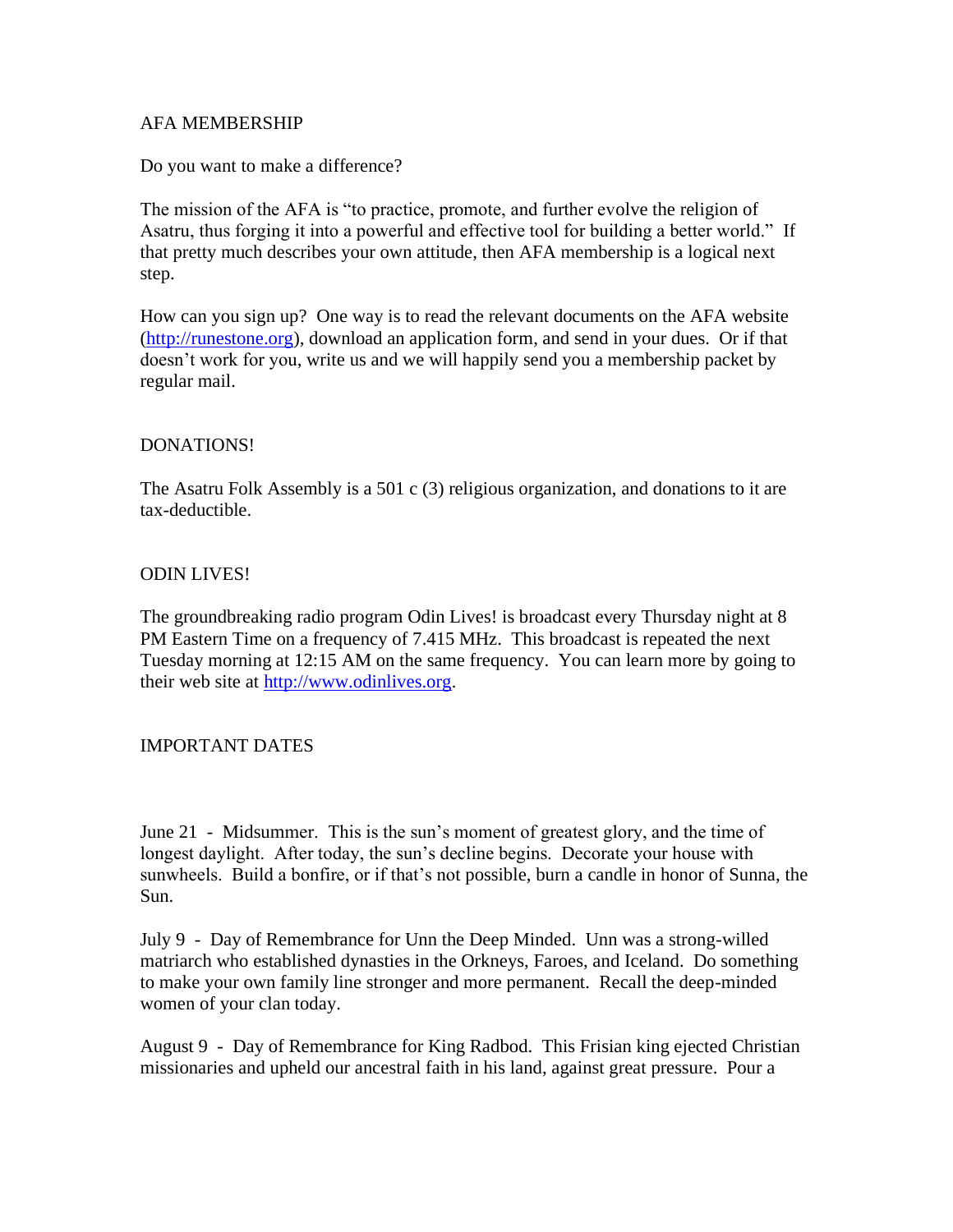## AFA MEMBERSHIP

Do you want to make a difference?

The mission of the AFA is "to practice, promote, and further evolve the religion of Asatru, thus forging it into a powerful and effective tool for building a better world." If that pretty much describes your own attitude, then AFA membership is a logical next step.

How can you sign up? One way is to read the relevant documents on the AFA website (http://runestone.org), download an application form, and send in your dues. Or if that doesn't work for you, write us and we will happily send you a membership packet by regular mail.

## DONATIONS!

The Asatru Folk Assembly is a 501 c (3) religious organization, and donations to it are tax-deductible.

## ODIN LIVES!

The groundbreaking radio program Odin Lives! is broadcast every Thursday night at 8 PM Eastern Time on a frequency of 7.415 MHz. This broadcast is repeated the next Tuesday morning at 12:15 AM on the same frequency. You can learn more by going to their web site at http://www.odinlives.org.

## IMPORTANT DATES

June 21 - Midsummer. This is the sun's moment of greatest glory, and the time of longest daylight. After today, the sun's decline begins. Decorate your house with sunwheels. Build a bonfire, or if that's not possible, burn a candle in honor of Sunna, the Sun.

July 9 - Day of Remembrance for Unn the Deep Minded. Unn was a strong-willed matriarch who established dynasties in the Orkneys, Faroes, and Iceland. Do something to make your own family line stronger and more permanent. Recall the deep-minded women of your clan today.

August 9 - Day of Remembrance for King Radbod. This Frisian king ejected Christian missionaries and upheld our ancestral faith in his land, against great pressure. Pour a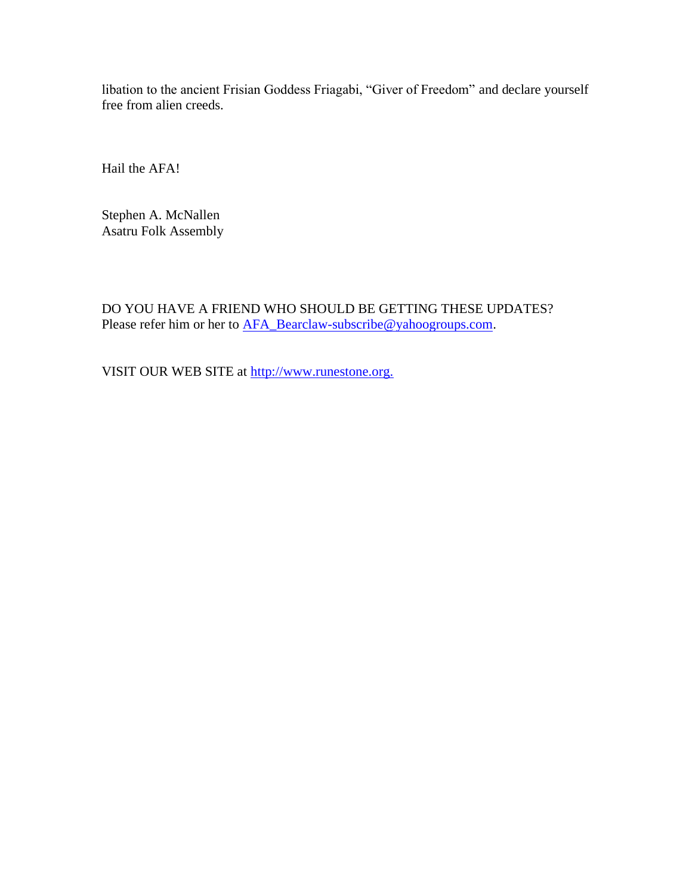libation to the ancient Frisian Goddess Friagabi, "Giver of Freedom" and declare yourself free from alien creeds.

Hail the AFA!

Stephen A. McNallen
Asatru Folk Assembly

DO YOU HAVE A FRIEND WHO SHOULD BE GETTING THESE UPDATES? Please refer him or her to AFA_Bearclaw-subscribe@yahoogroups.com.

VISIT OUR WEB SITE at http://www.runestone.org.